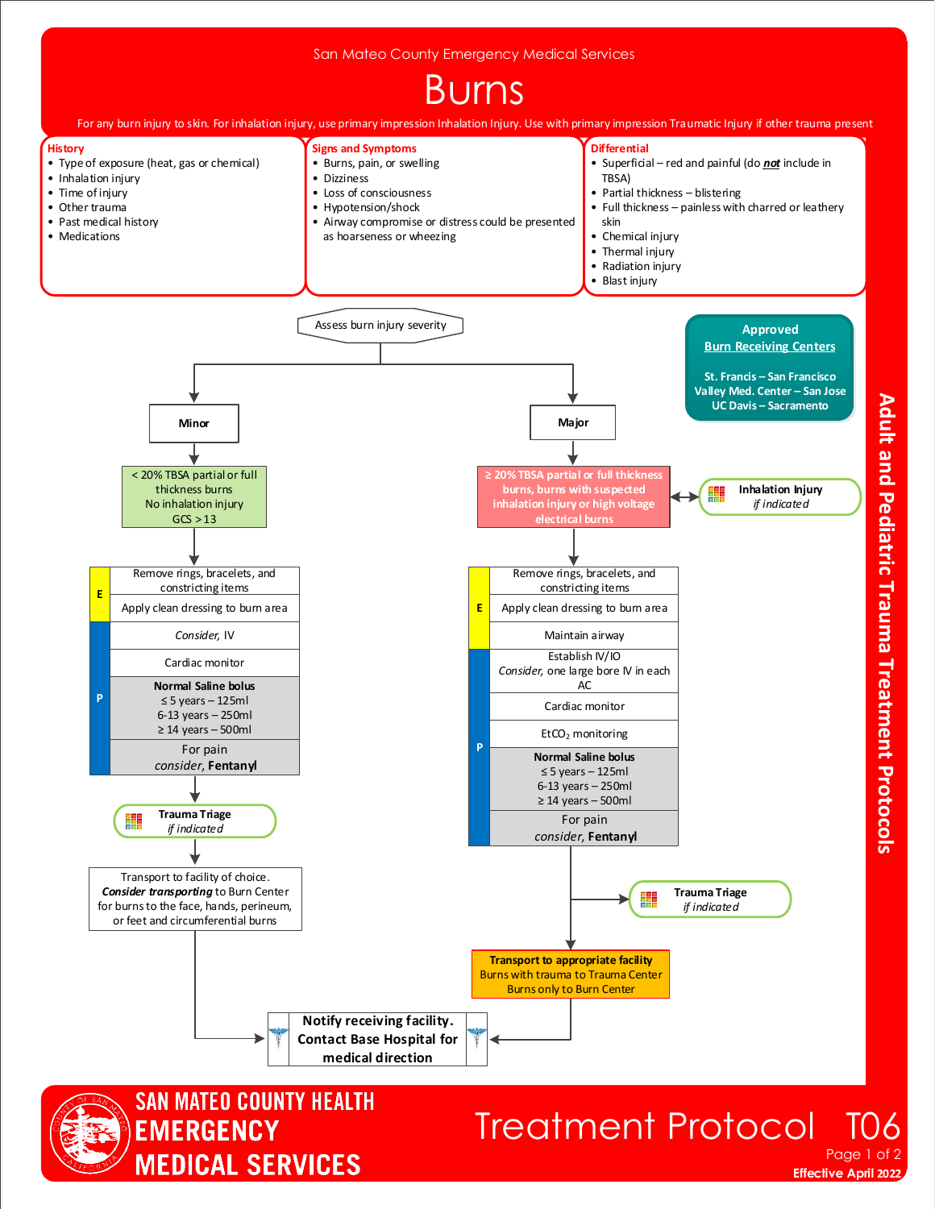San Mateo County Emergency Medical Services

# Burns

For any burn injury to skin. For inhalation injury, use primary impression Inhalation Injury. Use with primary impression Traumatic Injury if other trauma present

## History
- Type of exposure (heat, gas or chemical)
- Inhalation injury
- Time of injury
- Other trauma
- Past medical history
- Medications

## Signs and Symptoms
- Burns, pain, or swelling
- Dizziness
- Loss of consciousness
- Hypotension/shock
- Airway compromise or distress could be presented as hoarseness or wheezing

## Differential
- Superficial – red and painful (do ***not*** include in TBSA)
- Partial thickness – blistering
- Full thickness – painless with charred or leathery skin
- Chemical injury
- Thermal injury
- Radiation injury
- Blast injury

**Approved Burn Receiving Centers**

- St. Francis – San Francisco
- Valley Med. Center – San Jose
- UC Davis – Sacramento

## Assess burn injury severity

### Minor

< 20% TBSA partial or full thickness burns
No inhalation injury
GCS > 13

**E**
- Remove rings, bracelets, and constricting items
- Apply clean dressing to burn area

**P**
- *Consider*, IV
- Cardiac monitor
- **Normal Saline bolus**
  - ≤ 5 years – 125ml
  - 6-13 years – 250ml
  - ≥ 14 years – 500ml
- For pain *consider*, **Fentanyl**

**Trauma Triage** *if indicated*

Transport to facility of choice. ***Consider transporting*** to Burn Center for burns to the face, hands, perineum, or feet and circumferential burns

→ Notify receiving facility. Contact Base Hospital for medical direction

### Major

≥ 20% TBSA partial or full thickness burns, burns with suspected inhalation injury or high voltage electrical burns ↔ **Inhalation Injury** *if indicated*

**E**
- Remove rings, bracelets, and constricting items
- Apply clean dressing to burn area
- Maintain airway

**P**
- Establish IV/IO
  *Consider*, one large bore IV in each AC
- Cardiac monitor
- $EtCO_2$ monitoring
- **Normal Saline bolus**
  - ≤ 5 years – 125ml
  - 6-13 years – 250ml
  - ≥ 14 years – 500ml
- For pain *consider*, **Fentanyl**

**Trauma Triage** *if indicated*

**Transport to appropriate facility**
Burns with trauma to Trauma Center
Burns only to Burn Center

→ **Notify receiving facility. Contact Base Hospital for medical direction**

Adult and Pediatric Trauma Treatment Protocols

SAN MATEO COUNTY HEALTH EMERGENCY MEDICAL SERVICES

Treatment Protocol T06

Effective April 2022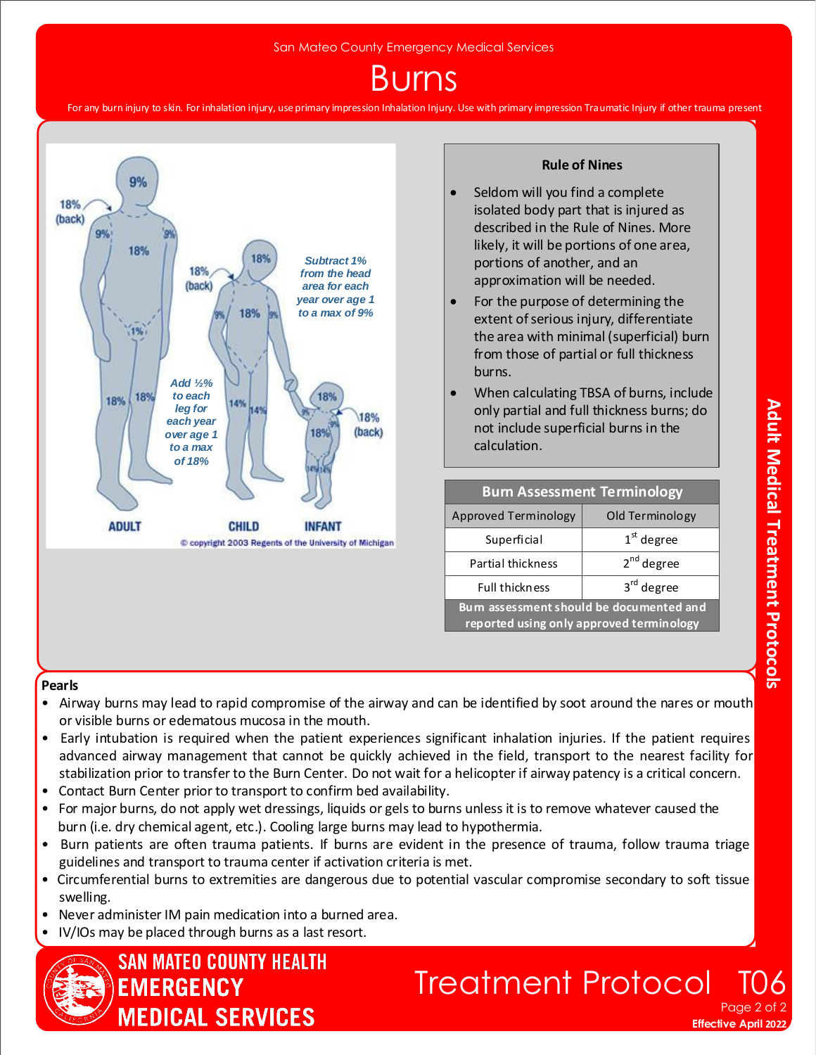San Mateo County Emergency Medical Services

# Burns

For any burn injury to skin. For inhalation injury, use primary impression Inhalation Injury. Use with primary impression Traumatic Injury if other trauma present

9%
18% (back)
9%
9%
18%
1%
18%
18%
ADULT

18%
18% (back)
9%
18%
9%
14%
14%
CHILD

Subtract 1% from the head area for each year over age 1 to a max of 9%

Add ½% to each leg for each year over age 1 to a max of 18%

18%
9%
18%
9%
18% (back)
14%
14%
INFANT

© copyright 2003 Regents of the University of Michigan

## Rule of Nines

- Seldom will you find a complete isolated body part that is injured as described in the Rule of Nines. More likely, it will be portions of one area, portions of another, and an approximation will be needed.
- For the purpose of determining the extent of serious injury, differentiate the area with minimal (superficial) burn from those of partial or full thickness burns.
- When calculating TBSA of burns, include only partial and full thickness burns; do not include superficial burns in the calculation.

| Burn Assessment Terminology | |
|---|---|
| Approved Terminology | Old Terminology |
| Superficial | 1st degree |
| Partial thickness | 2nd degree |
| Full thickness | 3rd degree |
| Burn assessment should be documented and reported using only approved terminology | |

## Pearls

- Airway burns may lead to rapid compromise of the airway and can be identified by soot around the nares or mouth or visible burns or edematous mucosa in the mouth.
- Early intubation is required when the patient experiences significant inhalation injuries. If the patient requires advanced airway management that cannot be quickly achieved in the field, transport to the nearest facility for stabilization prior to transfer to the Burn Center. Do not wait for a helicopter if airway patency is a critical concern.
- Contact Burn Center prior to transport to confirm bed availability.
- For major burns, do not apply wet dressings, liquids or gels to burns unless it is to remove whatever caused the burn (i.e. dry chemical agent, etc.). Cooling large burns may lead to hypothermia.
- Burn patients are often trauma patients. If burns are evident in the presence of trauma, follow trauma triage guidelines and transport to trauma center if activation criteria is met.
- Circumferential burns to extremities are dangerous due to potential vascular compromise secondary to soft tissue swelling.
- Never administer IM pain medication into a burned area.
- IV/IOs may be placed through burns as a last resort.